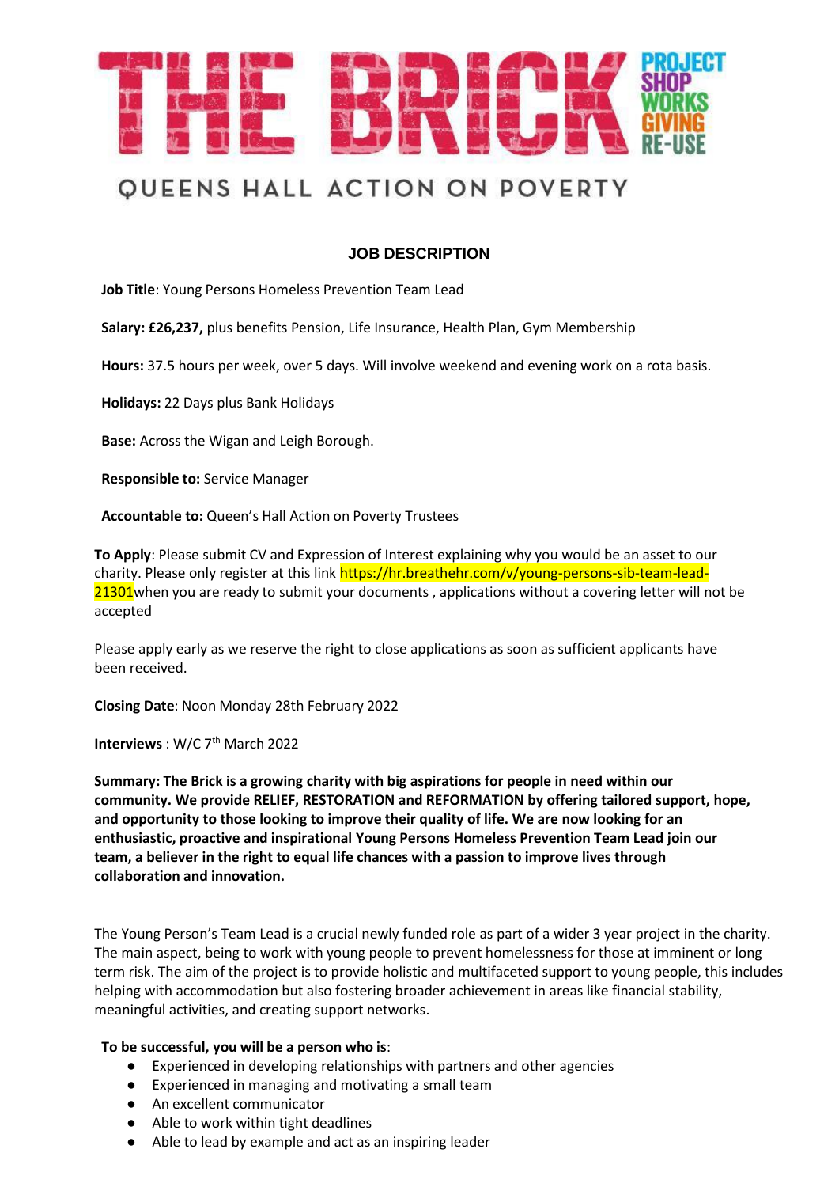# THE BRICK

PROJECT SHOP WORKS GIVING RE-USE

QUEENS HALL ACTION ON POVERTY

## JOB DESCRIPTION

**Job Title**: Young Persons Homeless Prevention Team Lead

**Salary: £26,237,** plus benefits Pension, Life Insurance, Health Plan, Gym Membership

**Hours:** 37.5 hours per week, over 5 days. Will involve weekend and evening work on a rota basis.

**Holidays:** 22 Days plus Bank Holidays

**Base:** Across the Wigan and Leigh Borough.

**Responsible to:** Service Manager

**Accountable to:** Queen's Hall Action on Poverty Trustees

**To Apply**: Please submit CV and Expression of Interest explaining why you would be an asset to our charity. Please only register at this link https://hr.breathehr.com/v/young-persons-sib-team-lead-21301when you are ready to submit your documents , applications without a covering letter will not be accepted

Please apply early as we reserve the right to close applications as soon as sufficient applicants have been received.

**Closing Date**: Noon Monday 28th February 2022

**Interviews** : W/C 7th March 2022

**Summary: The Brick is a growing charity with big aspirations for people in need within our community. We provide RELIEF, RESTORATION and REFORMATION by offering tailored support, hope, and opportunity to those looking to improve their quality of life. We are now looking for an enthusiastic, proactive and inspirational Young Persons Homeless Prevention Team Lead join our team, a believer in the right to equal life chances with a passion to improve lives through collaboration and innovation.**

The Young Person's Team Lead is a crucial newly funded role as part of a wider 3 year project in the charity. The main aspect, being to work with young people to prevent homelessness for those at imminent or long term risk. The aim of the project is to provide holistic and multifaceted support to young people, this includes helping with accommodation but also fostering broader achievement in areas like financial stability, meaningful activities, and creating support networks.

**To be successful, you will be a person who is**:

- Experienced in developing relationships with partners and other agencies
- Experienced in managing and motivating a small team
- An excellent communicator
- Able to work within tight deadlines
- Able to lead by example and act as an inspiring leader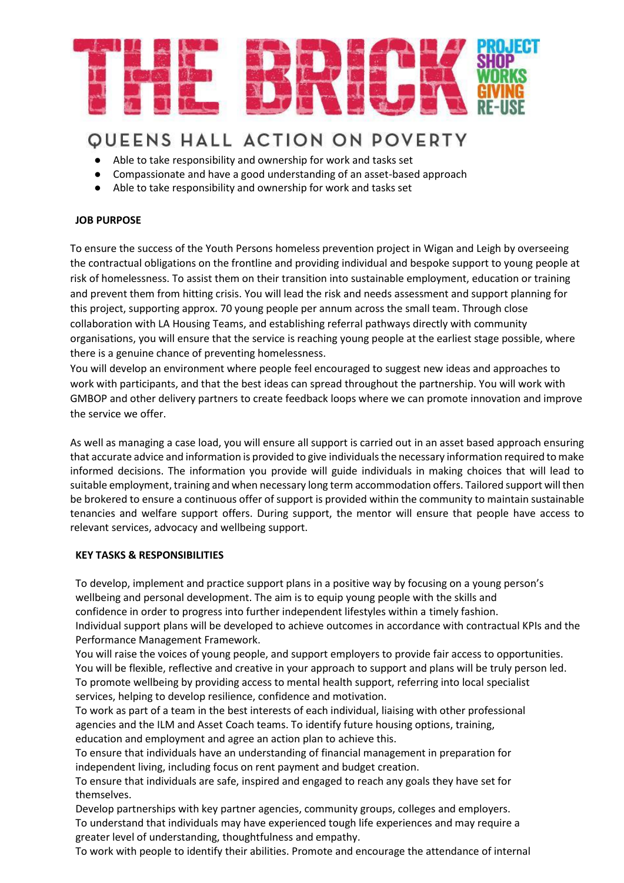- Able to take responsibility and ownership for work and tasks set
- Compassionate and have a good understanding of an asset-based approach
- Able to take responsibility and ownership for work and tasks set

**JOB PURPOSE**

To ensure the success of the Youth Persons homeless prevention project in Wigan and Leigh by overseeing the contractual obligations on the frontline and providing individual and bespoke support to young people at risk of homelessness. To assist them on their transition into sustainable employment, education or training and prevent them from hitting crisis. You will lead the risk and needs assessment and support planning for this project, supporting approx. 70 young people per annum across the small team. Through close collaboration with LA Housing Teams, and establishing referral pathways directly with community organisations, you will ensure that the service is reaching young people at the earliest stage possible, where there is a genuine chance of preventing homelessness.
You will develop an environment where people feel encouraged to suggest new ideas and approaches to work with participants, and that the best ideas can spread throughout the partnership. You will work with GMBOP and other delivery partners to create feedback loops where we can promote innovation and improve the service we offer.

As well as managing a case load, you will ensure all support is carried out in an asset based approach ensuring that accurate advice and information is provided to give individuals the necessary information required to make informed decisions. The information you provide will guide individuals in making choices that will lead to suitable employment, training and when necessary long term accommodation offers. Tailored support will then be brokered to ensure a continuous offer of support is provided within the community to maintain sustainable tenancies and welfare support offers. During support, the mentor will ensure that people have access to relevant services, advocacy and wellbeing support.

**KEY TASKS & RESPONSIBILITIES**

To develop, implement and practice support plans in a positive way by focusing on a young person's wellbeing and personal development. The aim is to equip young people with the skills and confidence in order to progress into further independent lifestyles within a timely fashion.
Individual support plans will be developed to achieve outcomes in accordance with contractual KPIs and the Performance Management Framework.
You will raise the voices of young people, and support employers to provide fair access to opportunities.
You will be flexible, reflective and creative in your approach to support and plans will be truly person led.
To promote wellbeing by providing access to mental health support, referring into local specialist services, helping to develop resilience, confidence and motivation.
To work as part of a team in the best interests of each individual, liaising with other professional agencies and the ILM and Asset Coach teams. To identify future housing options, training, education and employment and agree an action plan to achieve this.
To ensure that individuals have an understanding of financial management in preparation for independent living, including focus on rent payment and budget creation.
To ensure that individuals are safe, inspired and engaged to reach any goals they have set for themselves.
Develop partnerships with key partner agencies, community groups, colleges and employers.
To understand that individuals may have experienced tough life experiences and may require a greater level of understanding, thoughtfulness and empathy.
To work with people to identify their abilities. Promote and encourage the attendance of internal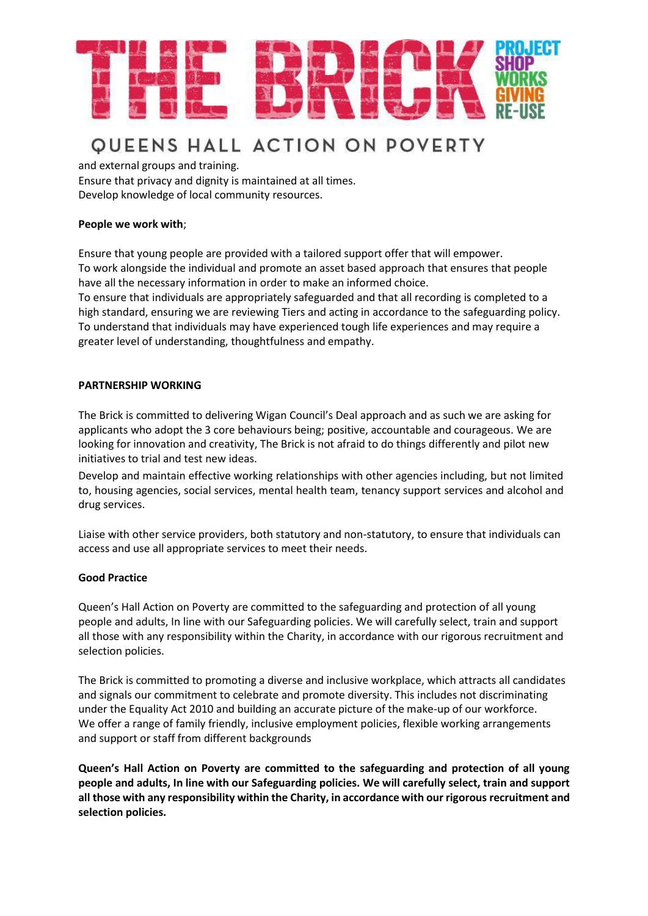and external groups and training.
Ensure that privacy and dignity is maintained at all times.
Develop knowledge of local community resources.

**People we work with**;

Ensure that young people are provided with a tailored support offer that will empower.
To work alongside the individual and promote an asset based approach that ensures that people have all the necessary information in order to make an informed choice.
To ensure that individuals are appropriately safeguarded and that all recording is completed to a high standard, ensuring we are reviewing Tiers and acting in accordance to the safeguarding policy.
To understand that individuals may have experienced tough life experiences and may require a greater level of understanding, thoughtfulness and empathy.

**PARTNERSHIP WORKING**

The Brick is committed to delivering Wigan Council's Deal approach and as such we are asking for applicants who adopt the 3 core behaviours being; positive, accountable and courageous. We are looking for innovation and creativity, The Brick is not afraid to do things differently and pilot new initiatives to trial and test new ideas.
Develop and maintain effective working relationships with other agencies including, but not limited to, housing agencies, social services, mental health team, tenancy support services and alcohol and drug services.

Liaise with other service providers, both statutory and non-statutory, to ensure that individuals can access and use all appropriate services to meet their needs.

**Good Practice**

Queen's Hall Action on Poverty are committed to the safeguarding and protection of all young people and adults, In line with our Safeguarding policies. We will carefully select, train and support all those with any responsibility within the Charity, in accordance with our rigorous recruitment and selection policies.

The Brick is committed to promoting a diverse and inclusive workplace, which attracts all candidates and signals our commitment to celebrate and promote diversity. This includes not discriminating under the Equality Act 2010 and building an accurate picture of the make-up of our workforce.
We offer a range of family friendly, inclusive employment policies, flexible working arrangements and support or staff from different backgrounds

**Queen's Hall Action on Poverty are committed to the safeguarding and protection of all young people and adults, In line with our Safeguarding policies. We will carefully select, train and support all those with any responsibility within the Charity, in accordance with our rigorous recruitment and selection policies.**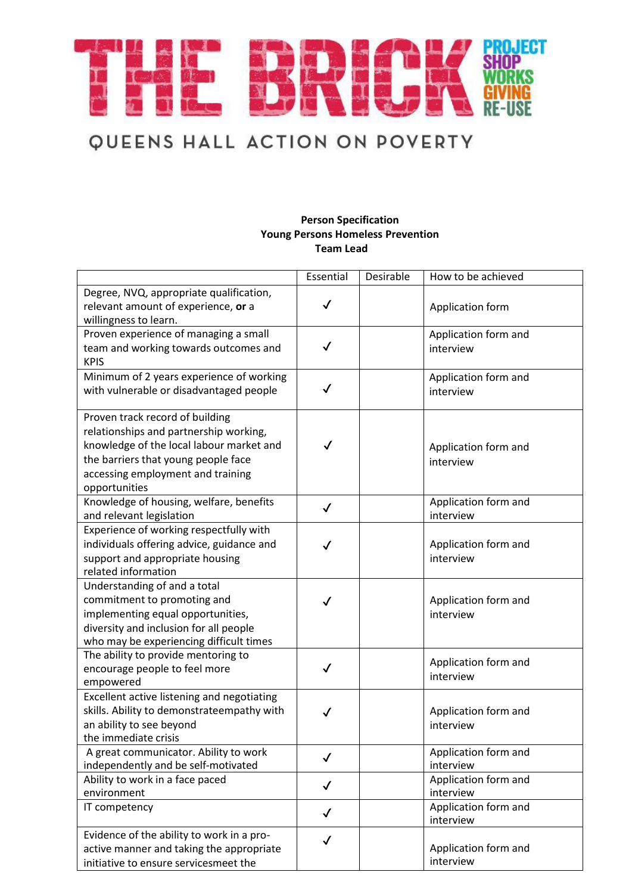THE BRICK

PROJECT SHOP WORKS GIVING RE-USE

QUEENS HALL ACTION ON POVERTY

**Person Specification**
**Young Persons Homeless Prevention**
**Team Lead**

| | Essential | Desirable | How to be achieved |
|---|---|---|---|
| Degree, NVQ, appropriate qualification, relevant amount of experience, **or** a willingness to learn. | ✓ | | Application form |
| Proven experience of managing a small team and working towards outcomes and KPIS | ✓ | | Application form and interview |
| Minimum of 2 years experience of working with vulnerable or disadvantaged people | ✓ | | Application form and interview |
| Proven track record of building relationships and partnership working, knowledge of the local labour market and the barriers that young people face accessing employment and training opportunities | ✓ | | Application form and interview |
| Knowledge of housing, welfare, benefits and relevant legislation | ✓ | | Application form and interview |
| Experience of working respectfully with individuals offering advice, guidance and support and appropriate housing related information | ✓ | | Application form and interview |
| Understanding of and a total commitment to promoting and implementing equal opportunities, diversity and inclusion for all people who may be experiencing difficult times | ✓ | | Application form and interview |
| The ability to provide mentoring to encourage people to feel more empowered | ✓ | | Application form and interview |
| Excellent active listening and negotiating skills. Ability to demonstrateempathy with an ability to see beyond the immediate crisis | ✓ | | Application form and interview |
| A great communicator. Ability to work independently and be self-motivated | ✓ | | Application form and interview |
| Ability to work in a face paced environment | ✓ | | Application form and interview |
| IT competency | ✓ | | Application form and interview |
| Evidence of the ability to work in a pro-active manner and taking the appropriate initiative to ensure servicesmeet the | ✓ | | Application form and interview |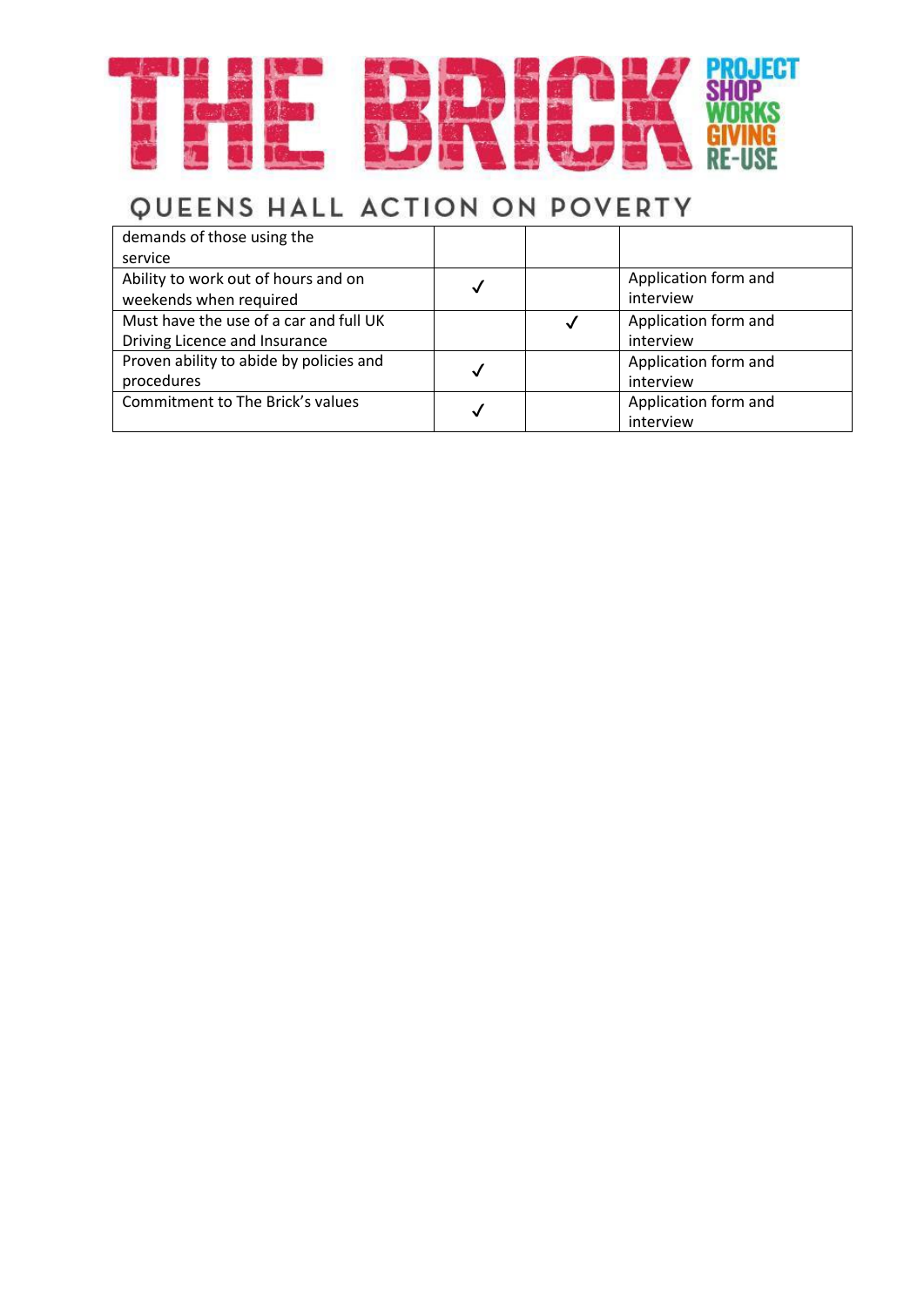| | | | |
|---|---|---|---|
| demands of those using the service | | | |
| Ability to work out of hours and on weekends when required | ✓ | | Application form and interview |
| Must have the use of a car and full UK Driving Licence and Insurance | | ✓ | Application form and interview |
| Proven ability to abide by policies and procedures | ✓ | | Application form and interview |
| Commitment to The Brick's values | ✓ | | Application form and interview |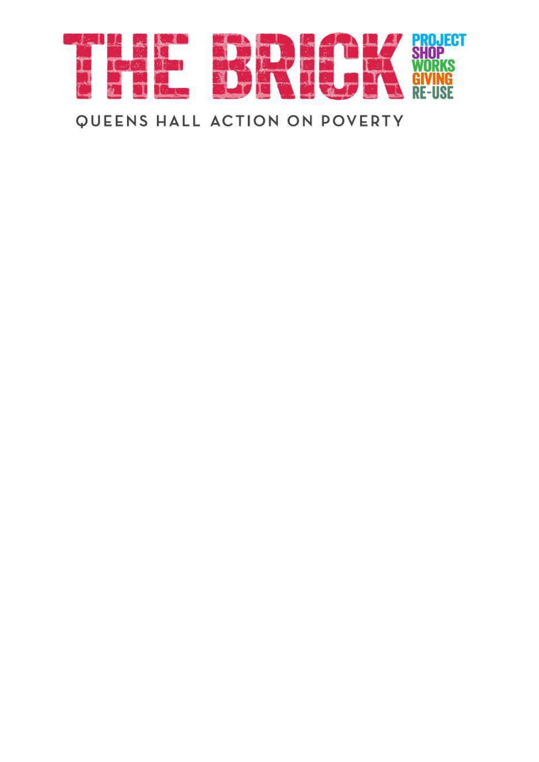THE BRICK

PROJECT
SHOP
WORKS
GIVING
RE-USE

QUEENS HALL ACTION ON POVERTY